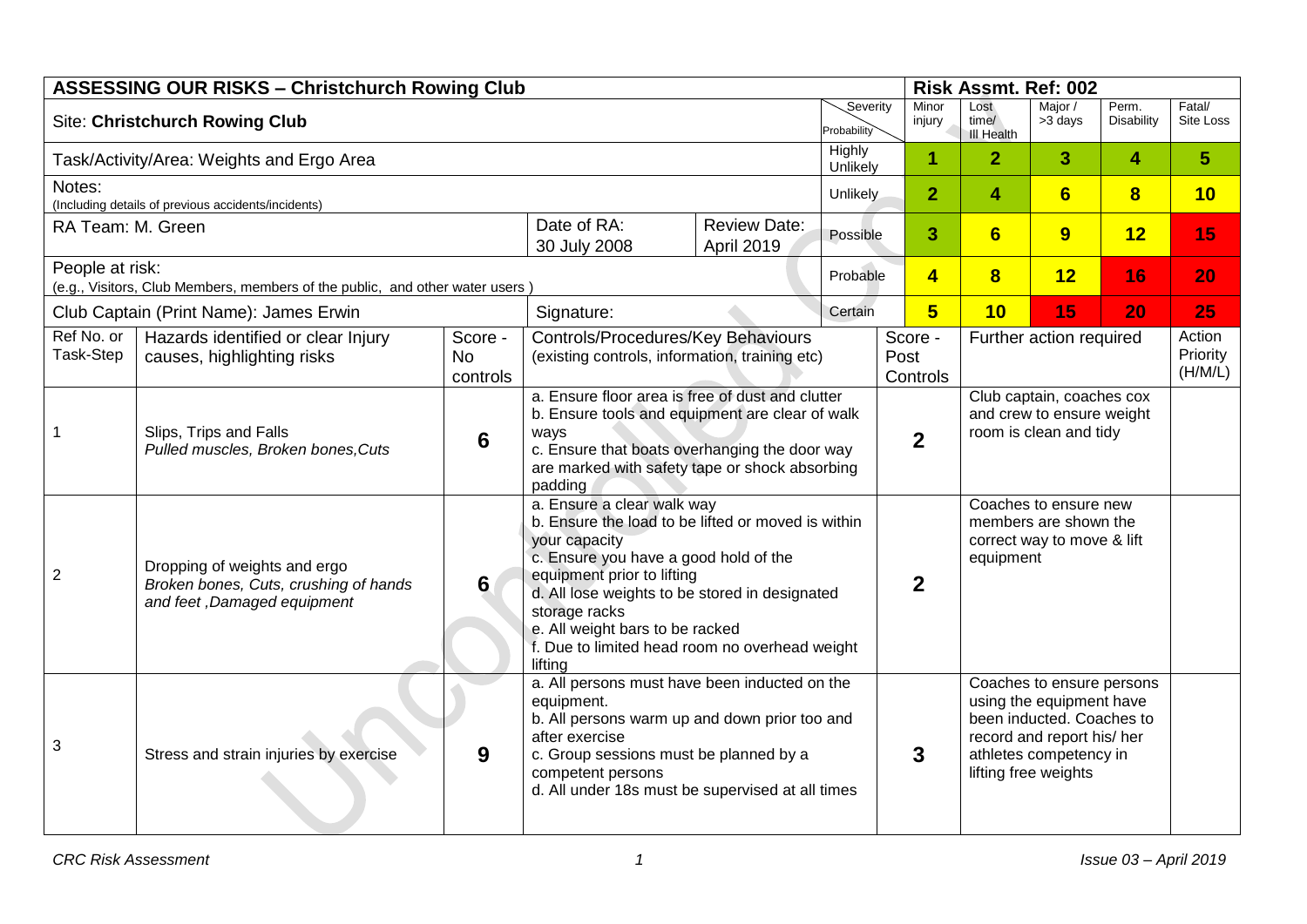## ASSESSING OUR RISKS – Christchurch Rowing Club

**Risk Assmt. Ref: 002**

Site: **Christchurch Rowing Club**

Task/Activity/Area: Weights and Ergo Area

Notes:
(Including details of previous accidents/incidents)

| RA Team: M. Green | Date of RA: 30 July 2008 | Review Date: April 2019 |
|---|---|---|

People at risk:
(e.g., Visitors, Club Members, members of the public, and other water users )

Club Captain (Print Name): James Erwin | Signature:

| Probability \ Severity | Minor injury | Lost time/ Ill Health | Major / >3 days | Perm. Disability | Fatal/ Site Loss |
|---|---|---|---|---|---|
| Highly Unlikely | 1 | 2 | 3 | 4 | 5 |
| Unlikely | 2 | 4 | 6 | 8 | 10 |
| Possible | 3 | 6 | 9 | 12 | 15 |
| Probable | 4 | 8 | 12 | 16 | 20 |
| Certain | 5 | 10 | 15 | 20 | 25 |

| Ref No. or Task-Step | Hazards identified or clear Injury causes, highlighting risks | Score - No controls | Controls/Procedures/Key Behaviours (existing controls, information, training etc) | Score - Post Controls | Further action required | Action Priority (H/M/L) |
|---|---|---|---|---|---|---|
| 1 | Slips, Trips and Falls<br>*Pulled muscles, Broken bones,Cuts* | 6 | a. Ensure floor area is free of dust and clutter<br>b. Ensure tools and equipment are clear of walk ways<br>c. Ensure that boats overhanging the door way are marked with safety tape or shock absorbing padding | 2 | Club captain, coaches cox and crew to ensure weight room is clean and tidy | |
| 2 | Dropping of weights and ergo<br>*Broken bones, Cuts, crushing of hands and feet ,Damaged equipment* | 6 | a. Ensure a clear walk way<br>b. Ensure the load to be lifted or moved is within your capacity<br>c. Ensure you have a good hold of the equipment prior to lifting<br>d. All lose weights to be stored in designated storage racks<br>e. All weight bars to be racked<br>f. Due to limited head room no overhead weight lifting | 2 | Coaches to ensure new members are shown the correct way to move & lift equipment | |
| 3 | Stress and strain injuries by exercise | 9 | a. All persons must have been inducted on the equipment.<br>b. All persons warm up and down prior too and after exercise<br>c. Group sessions must be planned by a competent persons<br>d. All under 18s must be supervised at all times | 3 | Coaches to ensure persons using the equipment have been inducted. Coaches to record and report his/ her athletes competency in lifting free weights | |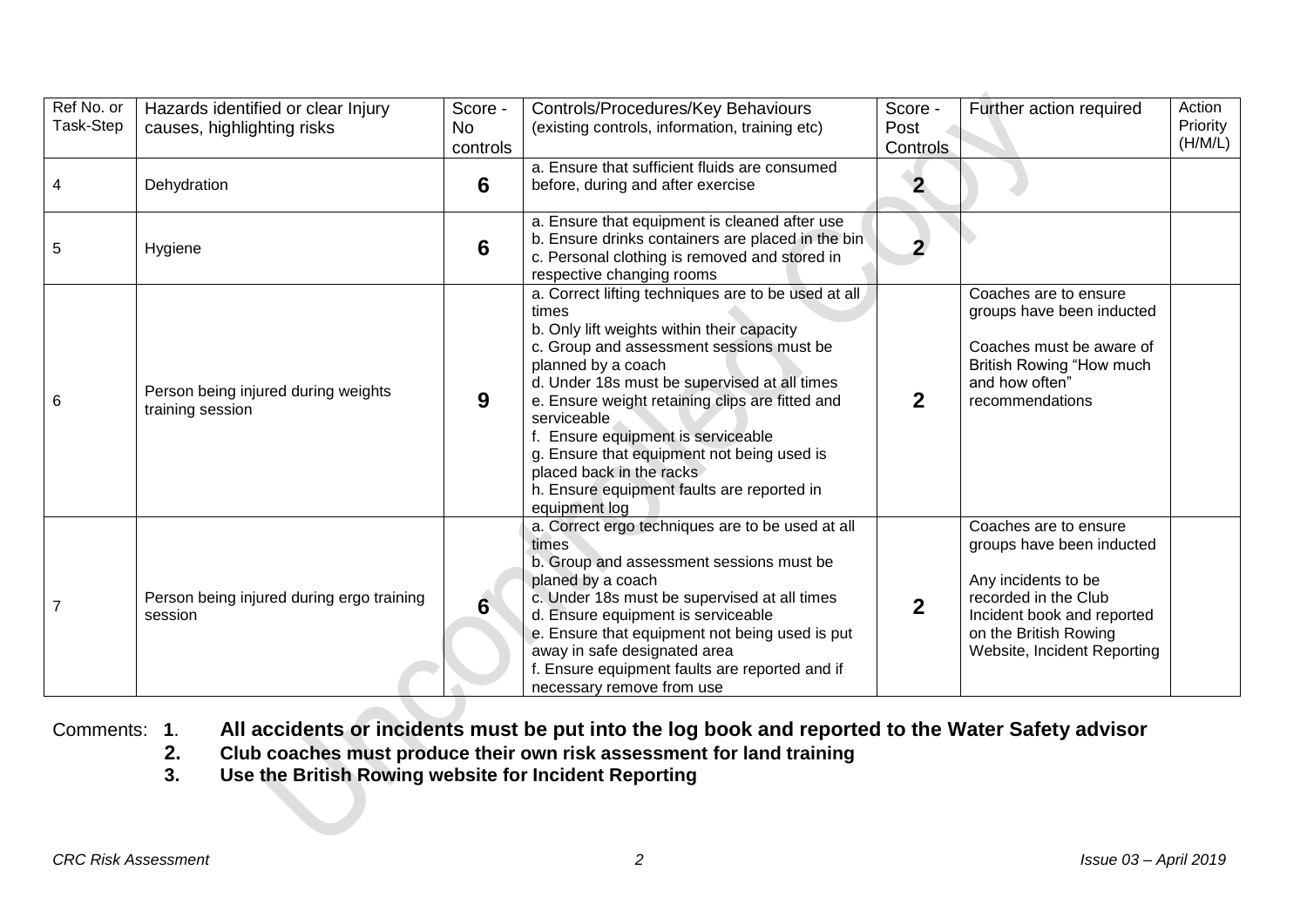| Ref No. or Task-Step | Hazards identified or clear Injury causes, highlighting risks | Score - No controls | Controls/Procedures/Key Behaviours (existing controls, information, training etc) | Score - Post Controls | Further action required | Action Priority (H/M/L) |
|---|---|---|---|---|---|---|
| 4 | Dehydration | **6** | a. Ensure that sufficient fluids are consumed before, during and after exercise | **2** | | |
| 5 | Hygiene | **6** | a. Ensure that equipment is cleaned after use<br>b. Ensure drinks containers are placed in the bin<br>c. Personal clothing is removed and stored in respective changing rooms | **2** | | |
| 6 | Person being injured during weights training session | **9** | a. Correct lifting techniques are to be used at all times<br>b. Only lift weights within their capacity<br>c. Group and assessment sessions must be planned by a coach<br>d. Under 18s must be supervised at all times<br>e. Ensure weight retaining clips are fitted and serviceable<br>f. Ensure equipment is serviceable<br>g. Ensure that equipment not being used is placed back in the racks<br>h. Ensure equipment faults are reported in equipment log | **2** | Coaches are to ensure groups have been inducted<br><br>Coaches must be aware of British Rowing "How much and how often" recommendations | |
| 7 | Person being injured during ergo training session | **6** | a. Correct ergo techniques are to be used at all times<br>b. Group and assessment sessions must be planed by a coach<br>c. Under 18s must be supervised at all times<br>d. Ensure equipment is serviceable<br>e. Ensure that equipment not being used is put away in safe designated area<br>f. Ensure equipment faults are reported and if necessary remove from use | **2** | Coaches are to ensure groups have been inducted<br><br>Any incidents to be recorded in the Club Incident book and reported on the British Rowing Website, Incident Reporting | |

Comments:

1. **All accidents or incidents must be put into the log book and reported to the Water Safety advisor**
2. **Club coaches must produce their own risk assessment for land training**
3. **Use the British Rowing website for Incident Reporting**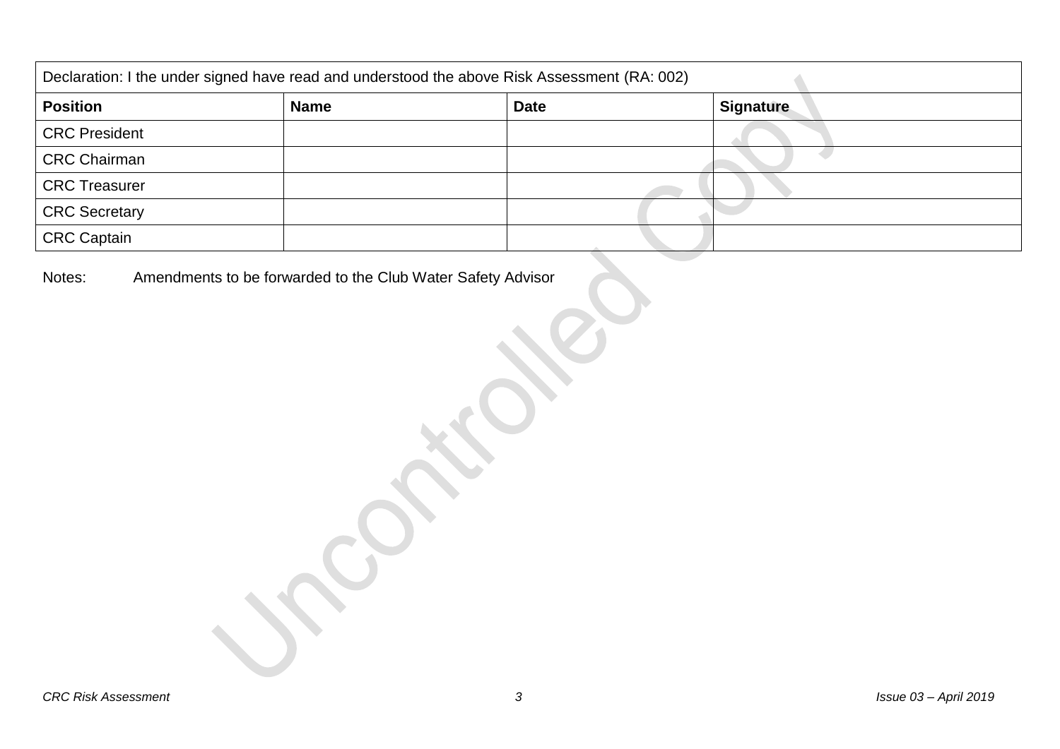| Declaration: I the under signed have read and understood the above Risk Assessment (RA: 002) | | | |
|---|---|---|---|
| **Position** | **Name** | **Date** | **Signature** |
| CRC President | | | |
| CRC Chairman | | | |
| CRC Treasurer | | | |
| CRC Secretary | | | |
| CRC Captain | | | |

Notes: Amendments to be forwarded to the Club Water Safety Advisor